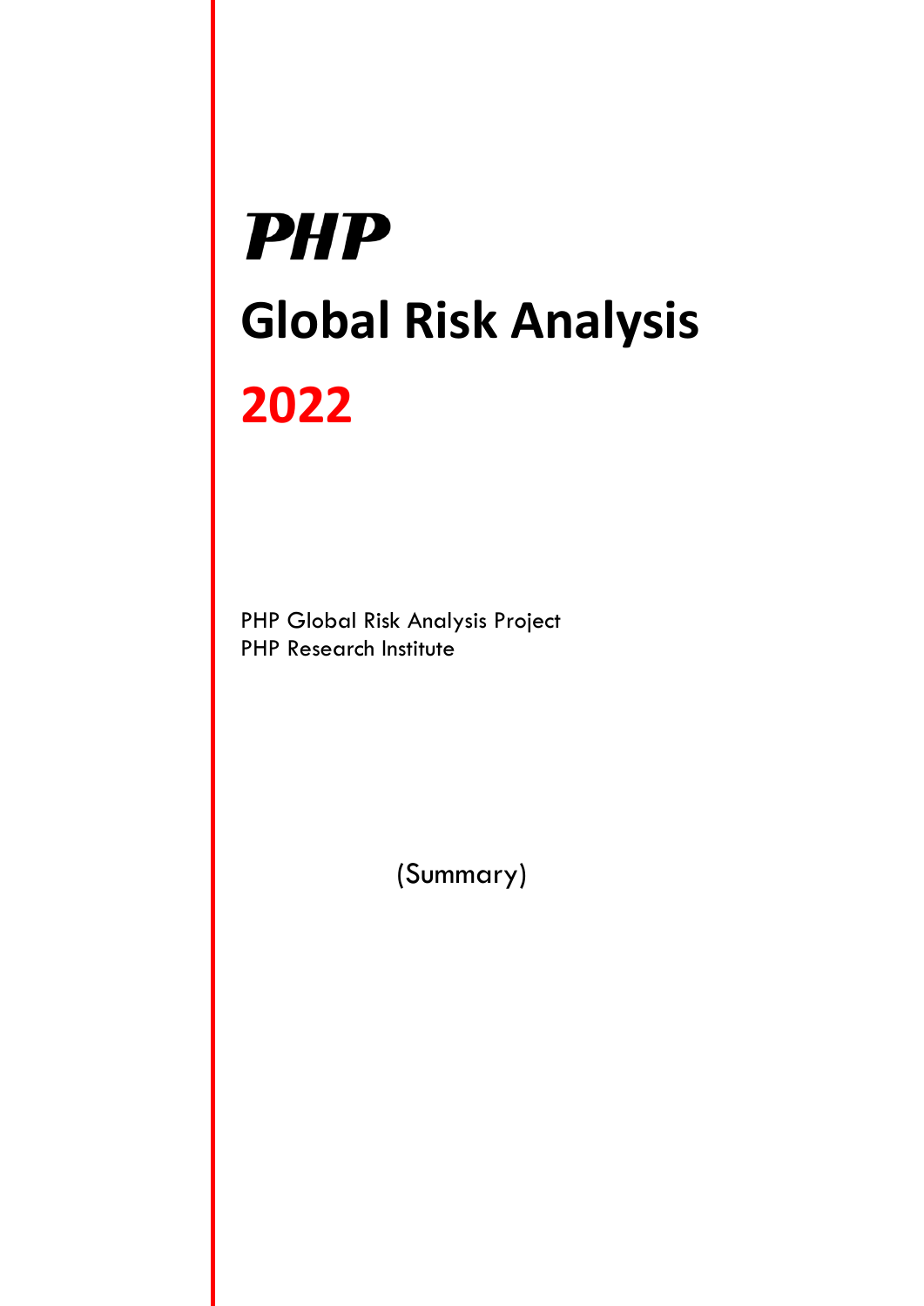# PHP

# Global Risk Analysis

# 2022

PHP Global Risk Analysis Project
PHP Research Institute

(Summary)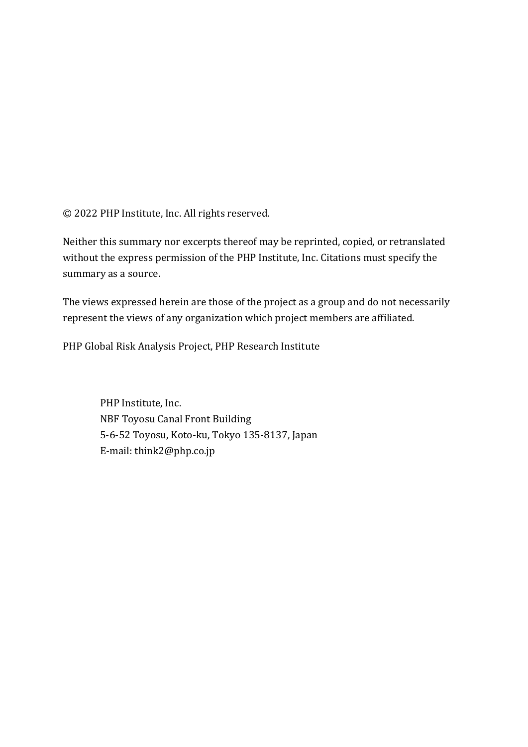© 2022 PHP Institute, Inc. All rights reserved.

Neither this summary nor excerpts thereof may be reprinted, copied, or retranslated without the express permission of the PHP Institute, Inc. Citations must specify the summary as a source.

The views expressed herein are those of the project as a group and do not necessarily represent the views of any organization which project members are affiliated.

PHP Global Risk Analysis Project, PHP Research Institute

PHP Institute, Inc.
NBF Toyosu Canal Front Building
5-6-52 Toyosu, Koto-ku, Tokyo 135-8137, Japan
E-mail: think2@php.co.jp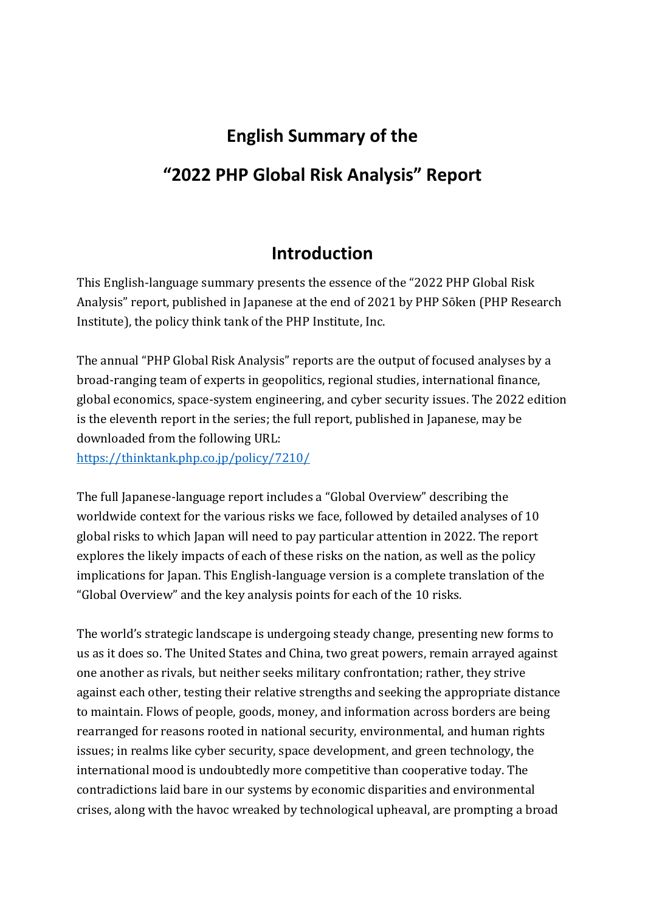# English Summary of the "2022 PHP Global Risk Analysis" Report

## Introduction

This English-language summary presents the essence of the "2022 PHP Global Risk Analysis" report, published in Japanese at the end of 2021 by PHP Sōken (PHP Research Institute), the policy think tank of the PHP Institute, Inc.

The annual "PHP Global Risk Analysis" reports are the output of focused analyses by a broad-ranging team of experts in geopolitics, regional studies, international finance, global economics, space-system engineering, and cyber security issues. The 2022 edition is the eleventh report in the series; the full report, published in Japanese, may be downloaded from the following URL:
[https://thinktank.php.co.jp/policy/7210/](https://thinktank.php.co.jp/policy/7210/)

The full Japanese-language report includes a "Global Overview" describing the worldwide context for the various risks we face, followed by detailed analyses of 10 global risks to which Japan will need to pay particular attention in 2022. The report explores the likely impacts of each of these risks on the nation, as well as the policy implications for Japan. This English-language version is a complete translation of the "Global Overview" and the key analysis points for each of the 10 risks.

The world's strategic landscape is undergoing steady change, presenting new forms to us as it does so. The United States and China, two great powers, remain arrayed against one another as rivals, but neither seeks military confrontation; rather, they strive against each other, testing their relative strengths and seeking the appropriate distance to maintain. Flows of people, goods, money, and information across borders are being rearranged for reasons rooted in national security, environmental, and human rights issues; in realms like cyber security, space development, and green technology, the international mood is undoubtedly more competitive than cooperative today. The contradictions laid bare in our systems by economic disparities and environmental crises, along with the havoc wreaked by technological upheaval, are prompting a broad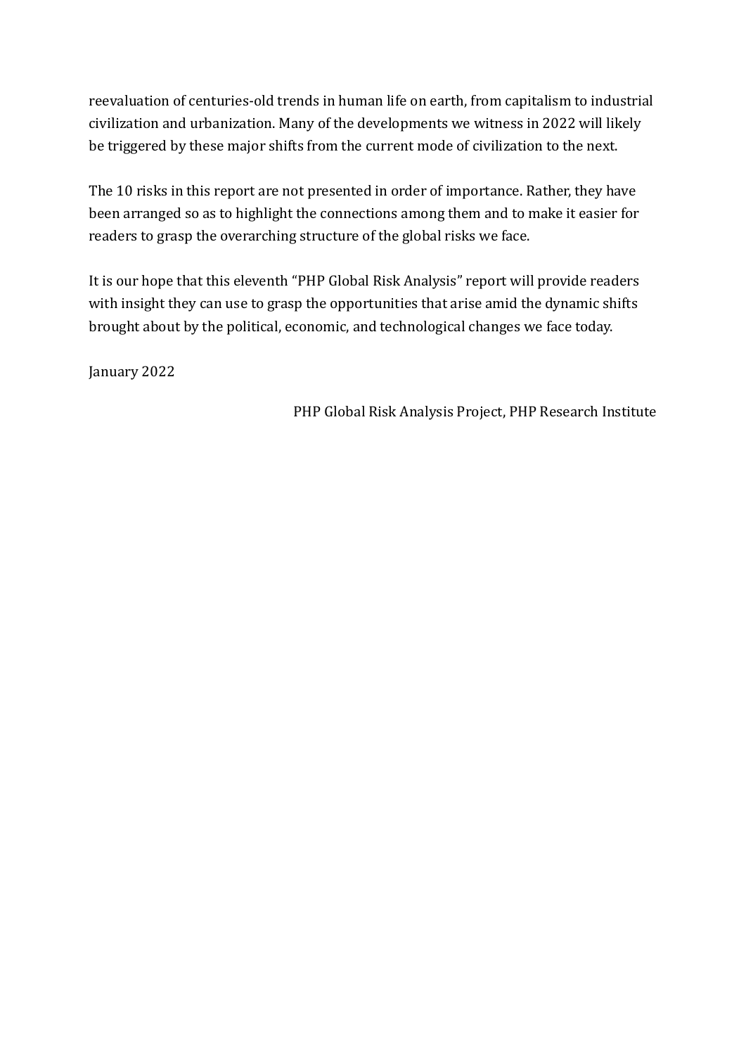reevaluation of centuries-old trends in human life on earth, from capitalism to industrial civilization and urbanization. Many of the developments we witness in 2022 will likely be triggered by these major shifts from the current mode of civilization to the next.

The 10 risks in this report are not presented in order of importance. Rather, they have been arranged so as to highlight the connections among them and to make it easier for readers to grasp the overarching structure of the global risks we face.

It is our hope that this eleventh "PHP Global Risk Analysis" report will provide readers with insight they can use to grasp the opportunities that arise amid the dynamic shifts brought about by the political, economic, and technological changes we face today.

January 2022

PHP Global Risk Analysis Project, PHP Research Institute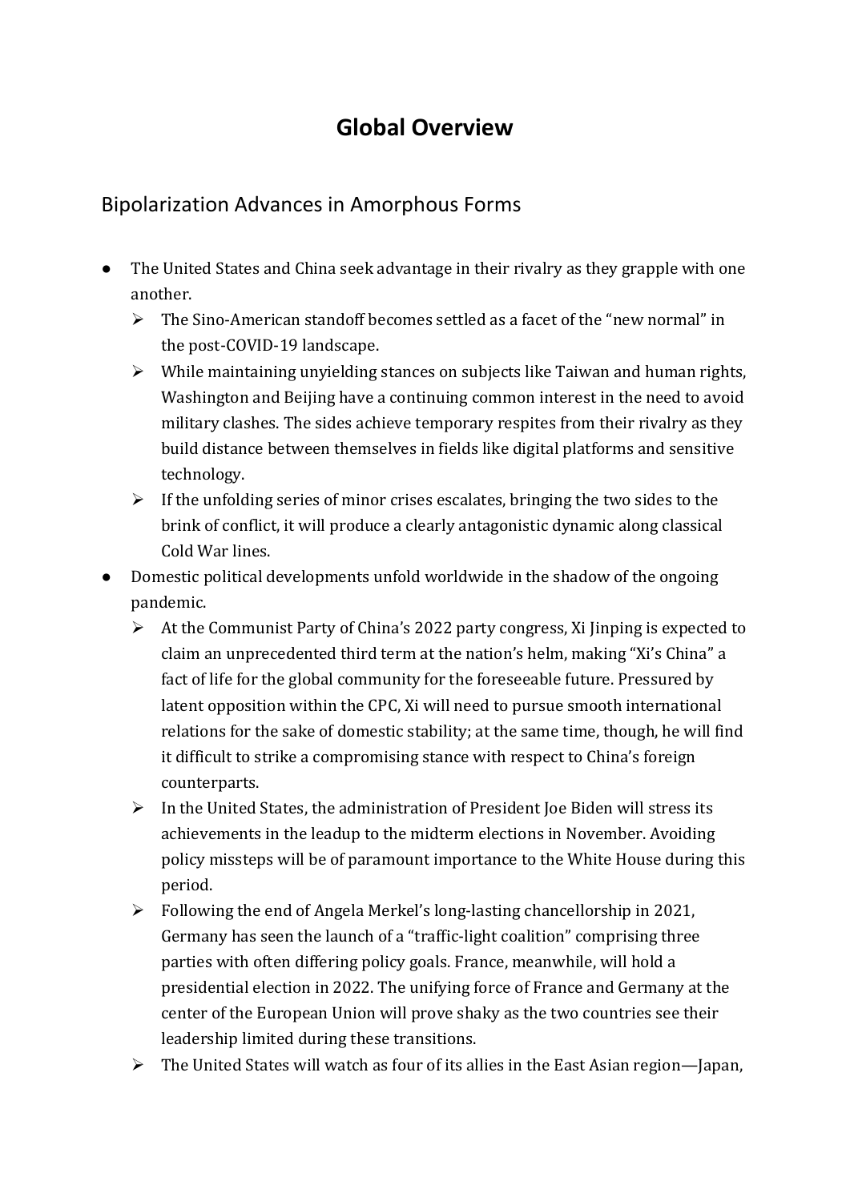# Global Overview

## Bipolarization Advances in Amorphous Forms

- The United States and China seek advantage in their rivalry as they grapple with one another.
  - The Sino-American standoff becomes settled as a facet of the "new normal" in the post-COVID-19 landscape.
  - While maintaining unyielding stances on subjects like Taiwan and human rights, Washington and Beijing have a continuing common interest in the need to avoid military clashes. The sides achieve temporary respites from their rivalry as they build distance between themselves in fields like digital platforms and sensitive technology.
  - If the unfolding series of minor crises escalates, bringing the two sides to the brink of conflict, it will produce a clearly antagonistic dynamic along classical Cold War lines.
- Domestic political developments unfold worldwide in the shadow of the ongoing pandemic.
  - At the Communist Party of China's 2022 party congress, Xi Jinping is expected to claim an unprecedented third term at the nation's helm, making "Xi's China" a fact of life for the global community for the foreseeable future. Pressured by latent opposition within the CPC, Xi will need to pursue smooth international relations for the sake of domestic stability; at the same time, though, he will find it difficult to strike a compromising stance with respect to China's foreign counterparts.
  - In the United States, the administration of President Joe Biden will stress its achievements in the leadup to the midterm elections in November. Avoiding policy missteps will be of paramount importance to the White House during this period.
  - Following the end of Angela Merkel's long-lasting chancellorship in 2021, Germany has seen the launch of a "traffic-light coalition" comprising three parties with often differing policy goals. France, meanwhile, will hold a presidential election in 2022. The unifying force of France and Germany at the center of the European Union will prove shaky as the two countries see their leadership limited during these transitions.
  - The United States will watch as four of its allies in the East Asian region—Japan,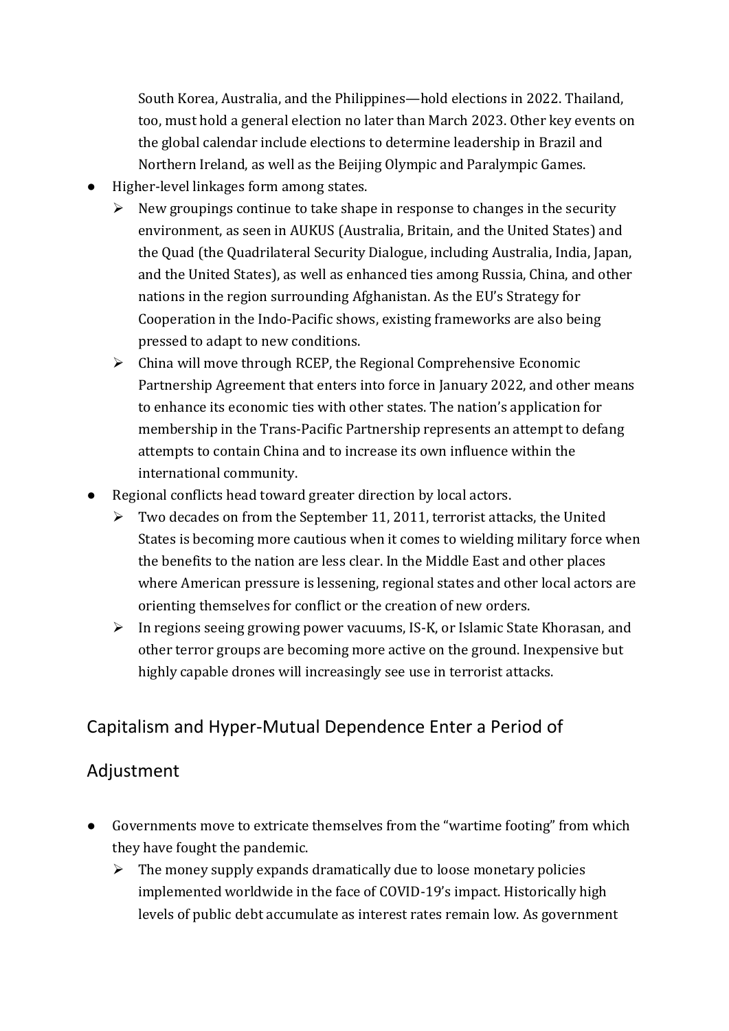South Korea, Australia, and the Philippines—hold elections in 2022. Thailand, too, must hold a general election no later than March 2023. Other key events on the global calendar include elections to determine leadership in Brazil and Northern Ireland, as well as the Beijing Olympic and Paralympic Games.

- Higher-level linkages form among states.
  - New groupings continue to take shape in response to changes in the security environment, as seen in AUKUS (Australia, Britain, and the United States) and the Quad (the Quadrilateral Security Dialogue, including Australia, India, Japan, and the United States), as well as enhanced ties among Russia, China, and other nations in the region surrounding Afghanistan. As the EU's Strategy for Cooperation in the Indo-Pacific shows, existing frameworks are also being pressed to adapt to new conditions.
  - China will move through RCEP, the Regional Comprehensive Economic Partnership Agreement that enters into force in January 2022, and other means to enhance its economic ties with other states. The nation's application for membership in the Trans-Pacific Partnership represents an attempt to defang attempts to contain China and to increase its own influence within the international community.
- Regional conflicts head toward greater direction by local actors.
  - Two decades on from the September 11, 2011, terrorist attacks, the United States is becoming more cautious when it comes to wielding military force when the benefits to the nation are less clear. In the Middle East and other places where American pressure is lessening, regional states and other local actors are orienting themselves for conflict or the creation of new orders.
  - In regions seeing growing power vacuums, IS-K, or Islamic State Khorasan, and other terror groups are becoming more active on the ground. Inexpensive but highly capable drones will increasingly see use in terrorist attacks.

## Capitalism and Hyper-Mutual Dependence Enter a Period of Adjustment

- Governments move to extricate themselves from the "wartime footing" from which they have fought the pandemic.
  - The money supply expands dramatically due to loose monetary policies implemented worldwide in the face of COVID-19's impact. Historically high levels of public debt accumulate as interest rates remain low. As government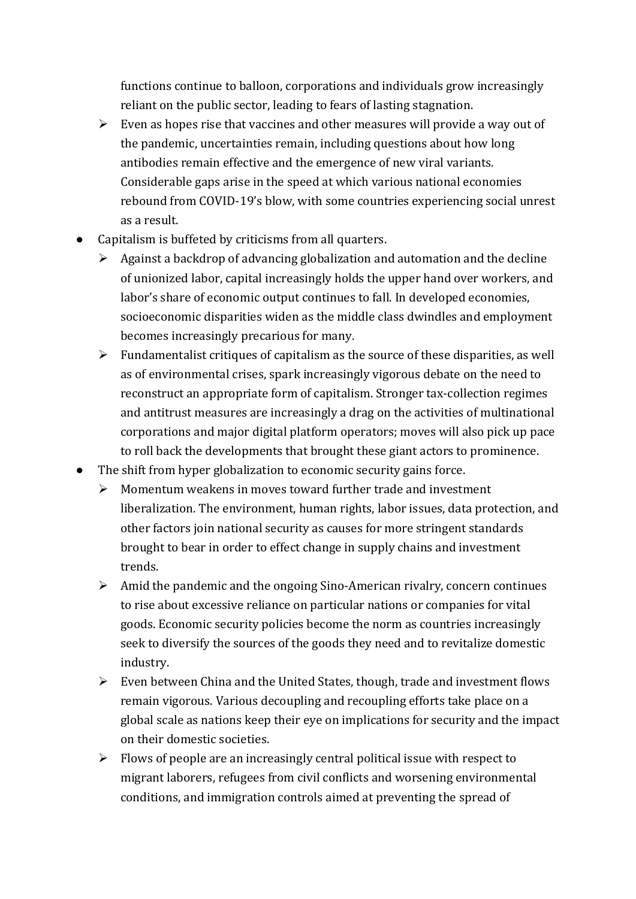functions continue to balloon, corporations and individuals grow increasingly reliant on the public sector, leading to fears of lasting stagnation.
  - Even as hopes rise that vaccines and other measures will provide a way out of the pandemic, uncertainties remain, including questions about how long antibodies remain effective and the emergence of new viral variants. Considerable gaps arise in the speed at which various national economies rebound from COVID-19's blow, with some countries experiencing social unrest as a result.
- Capitalism is buffeted by criticisms from all quarters.
  - Against a backdrop of advancing globalization and automation and the decline of unionized labor, capital increasingly holds the upper hand over workers, and labor's share of economic output continues to fall. In developed economies, socioeconomic disparities widen as the middle class dwindles and employment becomes increasingly precarious for many.
  - Fundamentalist critiques of capitalism as the source of these disparities, as well as of environmental crises, spark increasingly vigorous debate on the need to reconstruct an appropriate form of capitalism. Stronger tax-collection regimes and antitrust measures are increasingly a drag on the activities of multinational corporations and major digital platform operators; moves will also pick up pace to roll back the developments that brought these giant actors to prominence.
- The shift from hyper globalization to economic security gains force.
  - Momentum weakens in moves toward further trade and investment liberalization. The environment, human rights, labor issues, data protection, and other factors join national security as causes for more stringent standards brought to bear in order to effect change in supply chains and investment trends.
  - Amid the pandemic and the ongoing Sino-American rivalry, concern continues to rise about excessive reliance on particular nations or companies for vital goods. Economic security policies become the norm as countries increasingly seek to diversify the sources of the goods they need and to revitalize domestic industry.
  - Even between China and the United States, though, trade and investment flows remain vigorous. Various decoupling and recoupling efforts take place on a global scale as nations keep their eye on implications for security and the impact on their domestic societies.
  - Flows of people are an increasingly central political issue with respect to migrant laborers, refugees from civil conflicts and worsening environmental conditions, and immigration controls aimed at preventing the spread of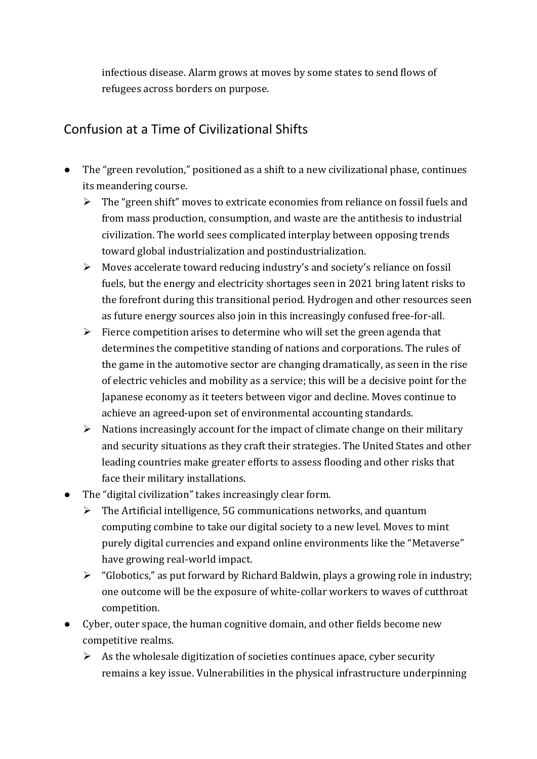infectious disease. Alarm grows at moves by some states to send flows of refugees across borders on purpose.

## Confusion at a Time of Civilizational Shifts

- The "green revolution," positioned as a shift to a new civilizational phase, continues its meandering course.
  - The "green shift" moves to extricate economies from reliance on fossil fuels and from mass production, consumption, and waste are the antithesis to industrial civilization. The world sees complicated interplay between opposing trends toward global industrialization and postindustrialization.
  - Moves accelerate toward reducing industry's and society's reliance on fossil fuels, but the energy and electricity shortages seen in 2021 bring latent risks to the forefront during this transitional period. Hydrogen and other resources seen as future energy sources also join in this increasingly confused free-for-all.
  - Fierce competition arises to determine who will set the green agenda that determines the competitive standing of nations and corporations. The rules of the game in the automotive sector are changing dramatically, as seen in the rise of electric vehicles and mobility as a service; this will be a decisive point for the Japanese economy as it teeters between vigor and decline. Moves continue to achieve an agreed-upon set of environmental accounting standards.
  - Nations increasingly account for the impact of climate change on their military and security situations as they craft their strategies. The United States and other leading countries make greater efforts to assess flooding and other risks that face their military installations.
- The "digital civilization" takes increasingly clear form.
  - The Artificial intelligence, 5G communications networks, and quantum computing combine to take our digital society to a new level. Moves to mint purely digital currencies and expand online environments like the "Metaverse" have growing real-world impact.
  - "Globotics," as put forward by Richard Baldwin, plays a growing role in industry; one outcome will be the exposure of white-collar workers to waves of cutthroat competition.
- Cyber, outer space, the human cognitive domain, and other fields become new competitive realms.
  - As the wholesale digitization of societies continues apace, cyber security remains a key issue. Vulnerabilities in the physical infrastructure underpinning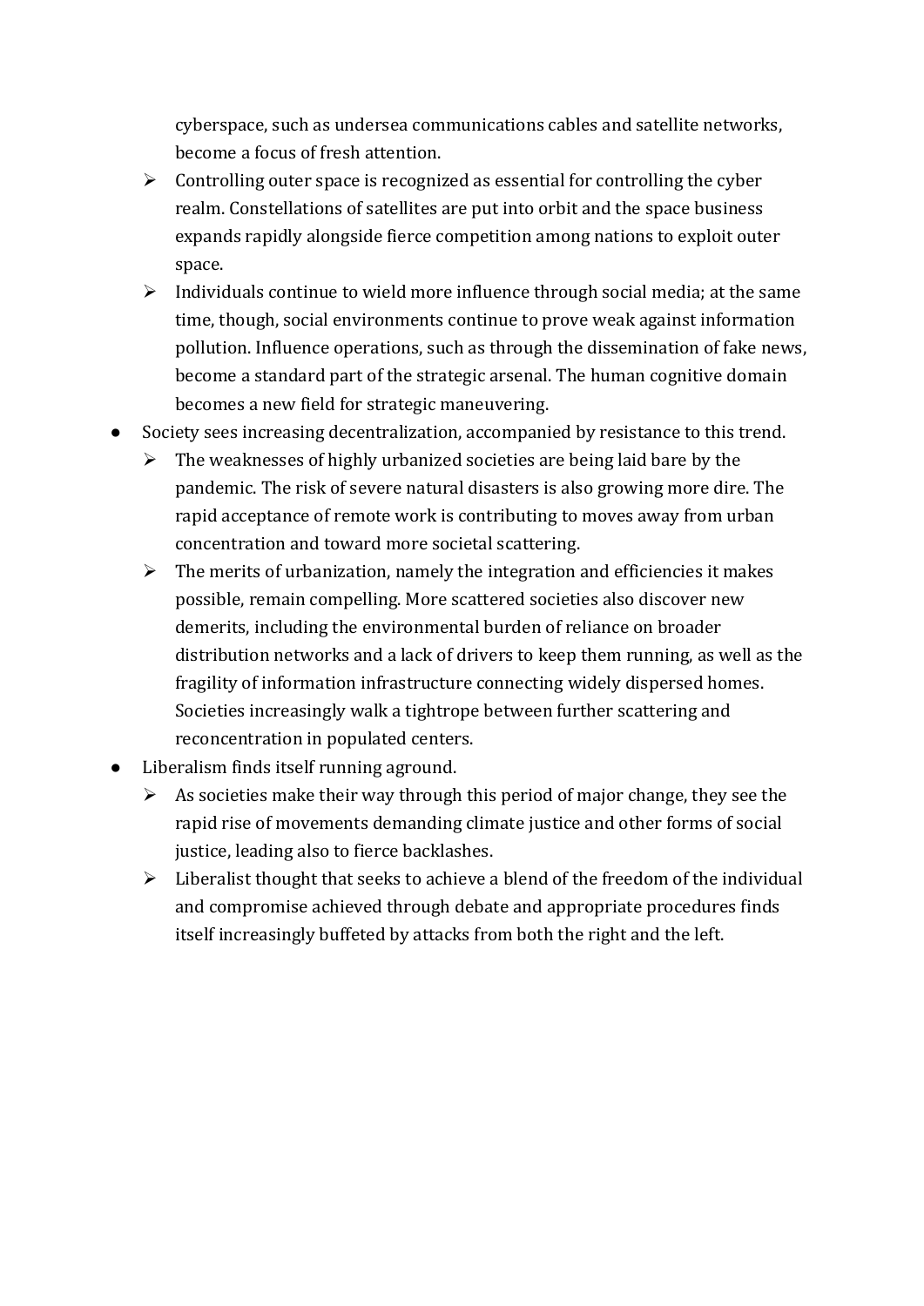cyberspace, such as undersea communications cables and satellite networks, become a focus of fresh attention.
  - Controlling outer space is recognized as essential for controlling the cyber realm. Constellations of satellites are put into orbit and the space business expands rapidly alongside fierce competition among nations to exploit outer space.
  - Individuals continue to wield more influence through social media; at the same time, though, social environments continue to prove weak against information pollution. Influence operations, such as through the dissemination of fake news, become a standard part of the strategic arsenal. The human cognitive domain becomes a new field for strategic maneuvering.
- Society sees increasing decentralization, accompanied by resistance to this trend.
  - The weaknesses of highly urbanized societies are being laid bare by the pandemic. The risk of severe natural disasters is also growing more dire. The rapid acceptance of remote work is contributing to moves away from urban concentration and toward more societal scattering.
  - The merits of urbanization, namely the integration and efficiencies it makes possible, remain compelling. More scattered societies also discover new demerits, including the environmental burden of reliance on broader distribution networks and a lack of drivers to keep them running, as well as the fragility of information infrastructure connecting widely dispersed homes. Societies increasingly walk a tightrope between further scattering and reconcentration in populated centers.
- Liberalism finds itself running aground.
  - As societies make their way through this period of major change, they see the rapid rise of movements demanding climate justice and other forms of social justice, leading also to fierce backlashes.
  - Liberalist thought that seeks to achieve a blend of the freedom of the individual and compromise achieved through debate and appropriate procedures finds itself increasingly buffeted by attacks from both the right and the left.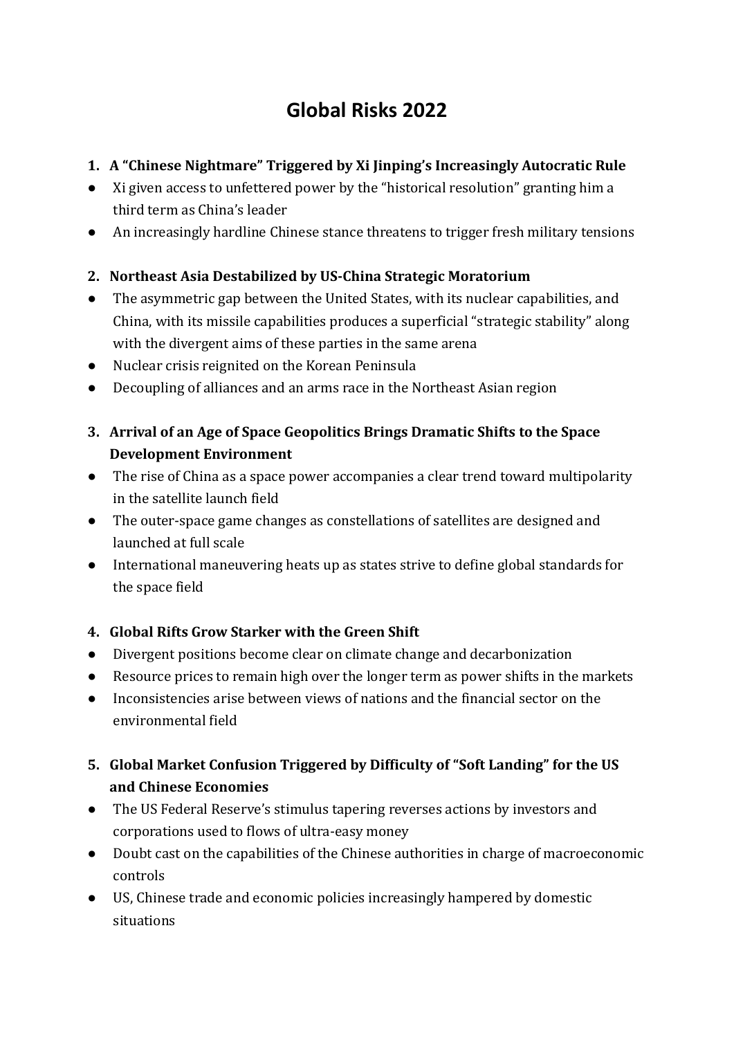# Global Risks 2022

## 1. A "Chinese Nightmare" Triggered by Xi Jinping's Increasingly Autocratic Rule

- Xi given access to unfettered power by the "historical resolution" granting him a third term as China's leader
- An increasingly hardline Chinese stance threatens to trigger fresh military tensions

## 2. Northeast Asia Destabilized by US-China Strategic Moratorium

- The asymmetric gap between the United States, with its nuclear capabilities, and China, with its missile capabilities produces a superficial "strategic stability" along with the divergent aims of these parties in the same arena
- Nuclear crisis reignited on the Korean Peninsula
- Decoupling of alliances and an arms race in the Northeast Asian region

## 3. Arrival of an Age of Space Geopolitics Brings Dramatic Shifts to the Space Development Environment

- The rise of China as a space power accompanies a clear trend toward multipolarity in the satellite launch field
- The outer-space game changes as constellations of satellites are designed and launched at full scale
- International maneuvering heats up as states strive to define global standards for the space field

## 4. Global Rifts Grow Starker with the Green Shift

- Divergent positions become clear on climate change and decarbonization
- Resource prices to remain high over the longer term as power shifts in the markets
- Inconsistencies arise between views of nations and the financial sector on the environmental field

## 5. Global Market Confusion Triggered by Difficulty of "Soft Landing" for the US and Chinese Economies

- The US Federal Reserve's stimulus tapering reverses actions by investors and corporations used to flows of ultra-easy money
- Doubt cast on the capabilities of the Chinese authorities in charge of macroeconomic controls
- US, Chinese trade and economic policies increasingly hampered by domestic situations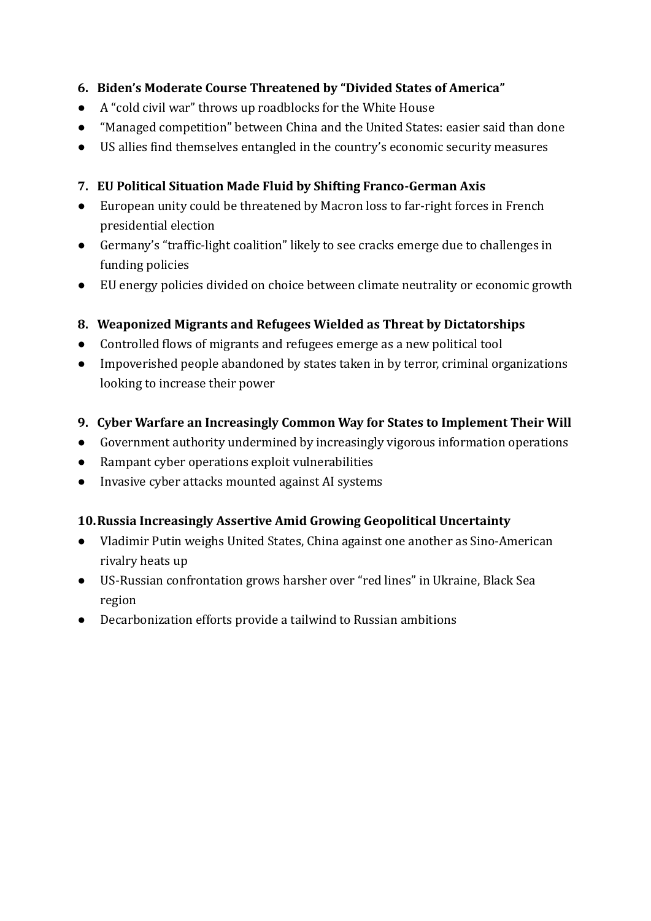6. **Biden's Moderate Course Threatened by "Divided States of America"**
    - A "cold civil war" throws up roadblocks for the White House
    - "Managed competition" between China and the United States: easier said than done
    - US allies find themselves entangled in the country's economic security measures

7. **EU Political Situation Made Fluid by Shifting Franco-German Axis**
    - European unity could be threatened by Macron loss to far-right forces in French presidential election
    - Germany's "traffic-light coalition" likely to see cracks emerge due to challenges in funding policies
    - EU energy policies divided on choice between climate neutrality or economic growth

8. **Weaponized Migrants and Refugees Wielded as Threat by Dictatorships**
    - Controlled flows of migrants and refugees emerge as a new political tool
    - Impoverished people abandoned by states taken in by terror, criminal organizations looking to increase their power

9. **Cyber Warfare an Increasingly Common Way for States to Implement Their Will**
    - Government authority undermined by increasingly vigorous information operations
    - Rampant cyber operations exploit vulnerabilities
    - Invasive cyber attacks mounted against AI systems

10. **Russia Increasingly Assertive Amid Growing Geopolitical Uncertainty**
    - Vladimir Putin weighs United States, China against one another as Sino-American rivalry heats up
    - US-Russian confrontation grows harsher over "red lines" in Ukraine, Black Sea region
    - Decarbonization efforts provide a tailwind to Russian ambitions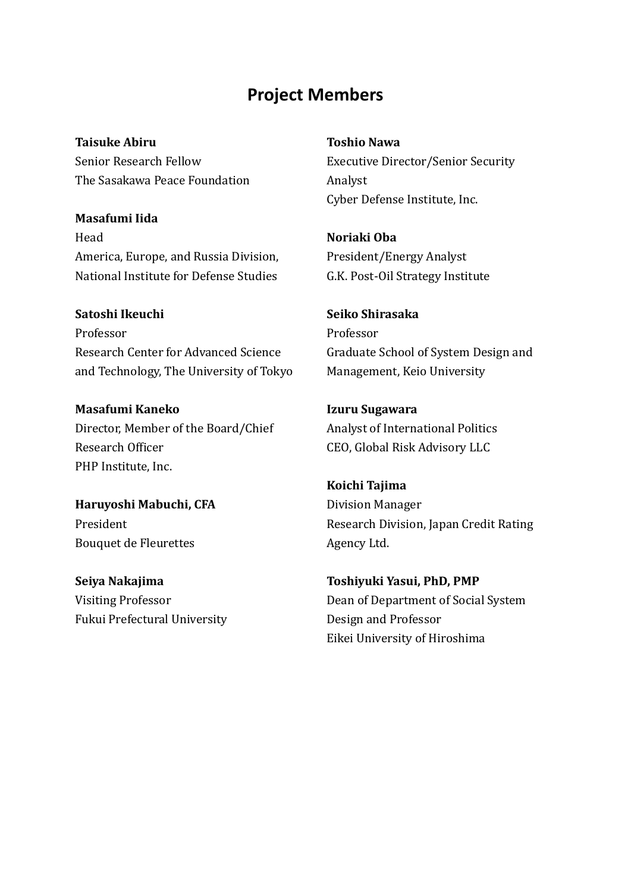# Project Members

**Taisuke Abiru**
Senior Research Fellow
The Sasakawa Peace Foundation

**Masafumi Iida**
Head
America, Europe, and Russia Division,
National Institute for Defense Studies

**Satoshi Ikeuchi**
Professor
Research Center for Advanced Science and Technology, The University of Tokyo

**Masafumi Kaneko**
Director, Member of the Board/Chief Research Officer
PHP Institute, Inc.

**Haruyoshi Mabuchi, CFA**
President
Bouquet de Fleurettes

**Seiya Nakajima**
Visiting Professor
Fukui Prefectural University

**Toshio Nawa**
Executive Director/Senior Security Analyst
Cyber Defense Institute, Inc.

**Noriaki Oba**
President/Energy Analyst
G.K. Post-Oil Strategy Institute

**Seiko Shirasaka**
Professor
Graduate School of System Design and Management, Keio University

**Izuru Sugawara**
Analyst of International Politics
CEO, Global Risk Advisory LLC

**Koichi Tajima**
Division Manager
Research Division, Japan Credit Rating Agency Ltd.

**Toshiyuki Yasui, PhD, PMP**
Dean of Department of Social System Design and Professor
Eikei University of Hiroshima